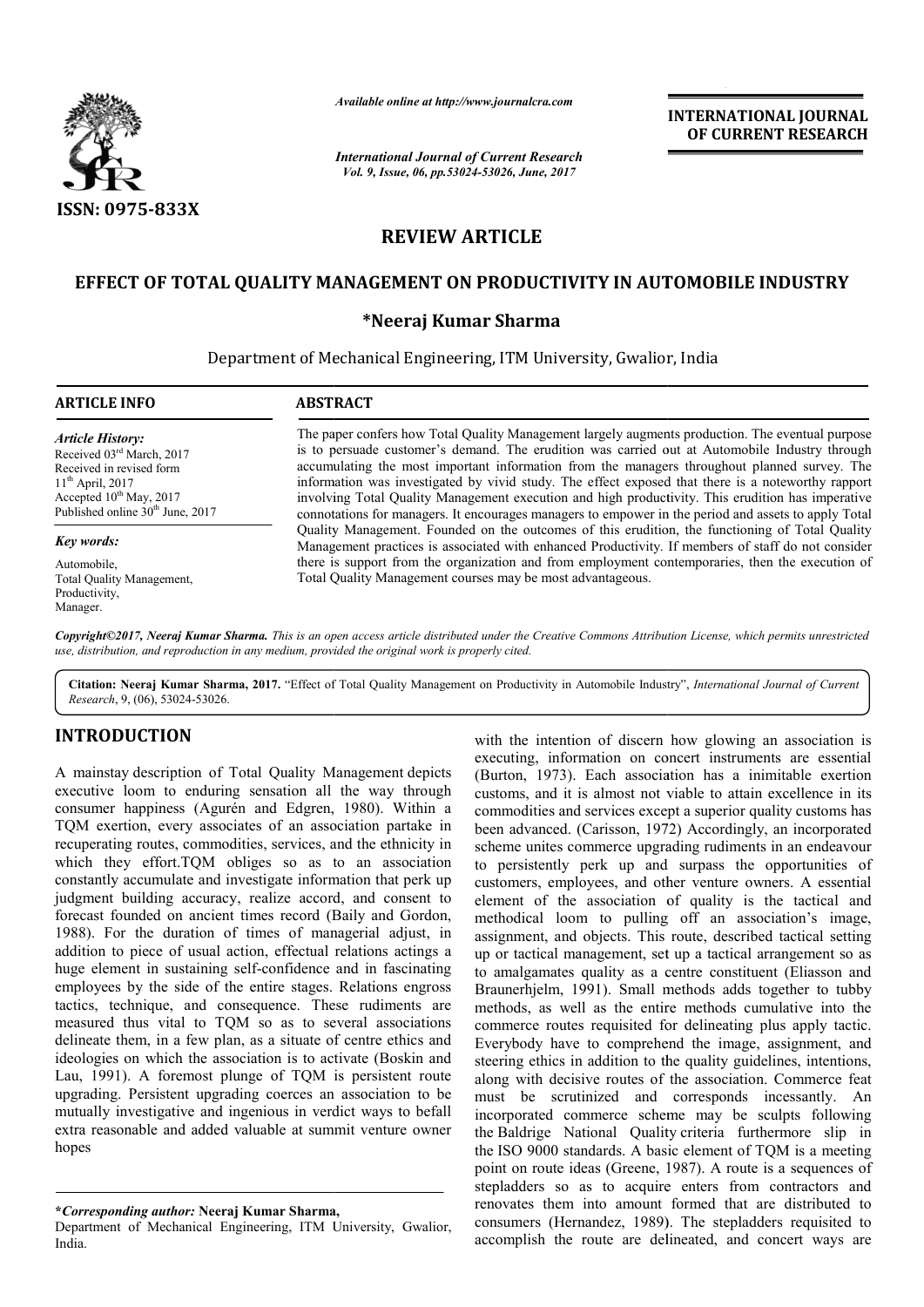# REVIEW ARTICLE

# EFFECT OF TOTAL QUALITY MANAGEMENT ON PRODUCTIVITY IN AUTOMOBILE INDUSTRY

**\*Neeraj Kumar Sharma**

Department of Mechanical Engineering, ITM University, Gwalior, India

**ARTICLE INFO**

*Article History:*
Received 03rd March, 2017
Received in revised form 11th April, 2017
Accepted 10th May, 2017
Published online 30th June, 2017

*Key words:*
Automobile,
Total Quality Management,
Productivity,
Manager.

**ABSTRACT**

The paper confers how Total Quality Management largely augments production. The eventual purpose is to persuade customer's demand. The erudition was carried out at Automobile Industry through accumulating the most important information from the managers throughout planned survey. The information was investigated by vivid study. The effect exposed that there is a noteworthy rapport involving Total Quality Management execution and high productivity. This erudition has imperative connotations for managers. It encourages managers to empower in the period and assets to apply Total Quality Management. Founded on the outcomes of this erudition, the functioning of Total Quality Management practices is associated with enhanced Productivity. If members of staff do not consider there is support from the organization and from employment contemporaries, then the execution of Total Quality Management courses may be most advantageous.

*Copyright©2017, Neeraj Kumar Sharma. This is an open access article distributed under the Creative Commons Attribution License, which permits unrestricted use, distribution, and reproduction in any medium, provided the original work is properly cited.*

**Citation: Neeraj Kumar Sharma, 2017.** "Effect of Total Quality Management on Productivity in Automobile Industry", *International Journal of Current Research*, 9, (06), 53024-53026.

## INTRODUCTION

A mainstay description of Total Quality Management depicts executive loom to enduring sensation all the way through consumer happiness (Agurén and Edgren, 1980). Within a TQM exertion, every associates of an association partake in recuperating routes, commodities, services, and the ethnicity in which they effort.TQM obliges so as to an association constantly accumulate and investigate information that perk up judgment building accuracy, realize accord, and consent to forecast founded on ancient times record (Baily and Gordon, 1988). For the duration of times of managerial adjust, in addition to piece of usual action, effectual relations actings a huge element in sustaining self-confidence and in fascinating employees by the side of the entire stages. Relations engross tactics, technique, and consequence. These rudiments are measured thus vital to TQM so as to several associations delineate them, in a few plan, as a situate of centre ethics and ideologies on which the association is to activate (Boskin and Lau, 1991). A foremost plunge of TQM is persistent route upgrading. Persistent upgrading coerces an association to be mutually investigative and ingenious in verdict ways to befall extra reasonable and added valuable at summit venture owner hopes with the intention of discern how glowing an association is executing, information on concert instruments are essential (Burton, 1973). Each association has a inimitable exertion customs, and it is almost not viable to attain excellence in its commodities and services except a superior quality customs has been advanced. (Carisson, 1972) Accordingly, an incorporated scheme unites commerce upgrading rudiments in an endeavour to persistently perk up and surpass the opportunities of customers, employees, and other venture owners. A essential element of the association of quality is the tactical and methodical loom to pulling off an association's image, assignment, and objects. This route, described tactical setting up or tactical management, set up a tactical arrangement so as to amalgamates quality as a centre constituent (Eliasson and Braunerhjelm, 1991). Small methods adds together to tubby methods, as well as the entire methods cumulative into the commerce routes requisited for delineating plus apply tactic. Everybody have to comprehend the image, assignment, and steering ethics in addition to the quality guidelines, intentions, along with decisive routes of the association. Commerce feat must be scrutinized and corresponds incessantly. An incorporated commerce scheme may be sculpts following the Baldrige National Quality criteria furthermore slip in the ISO 9000 standards. A basic element of TQM is a meeting point on route ideas (Greene, 1987). A route is a sequences of stepladders so as to acquire enters from contractors and renovates them into amount formed that are distributed to consumers (Hernandez, 1989). The stepladders requisited to accomplish the route are delineated, and concert ways are

---

**\*Corresponding author:** **Neeraj Kumar Sharma,**
Department of Mechanical Engineering, ITM University, Gwalior, India.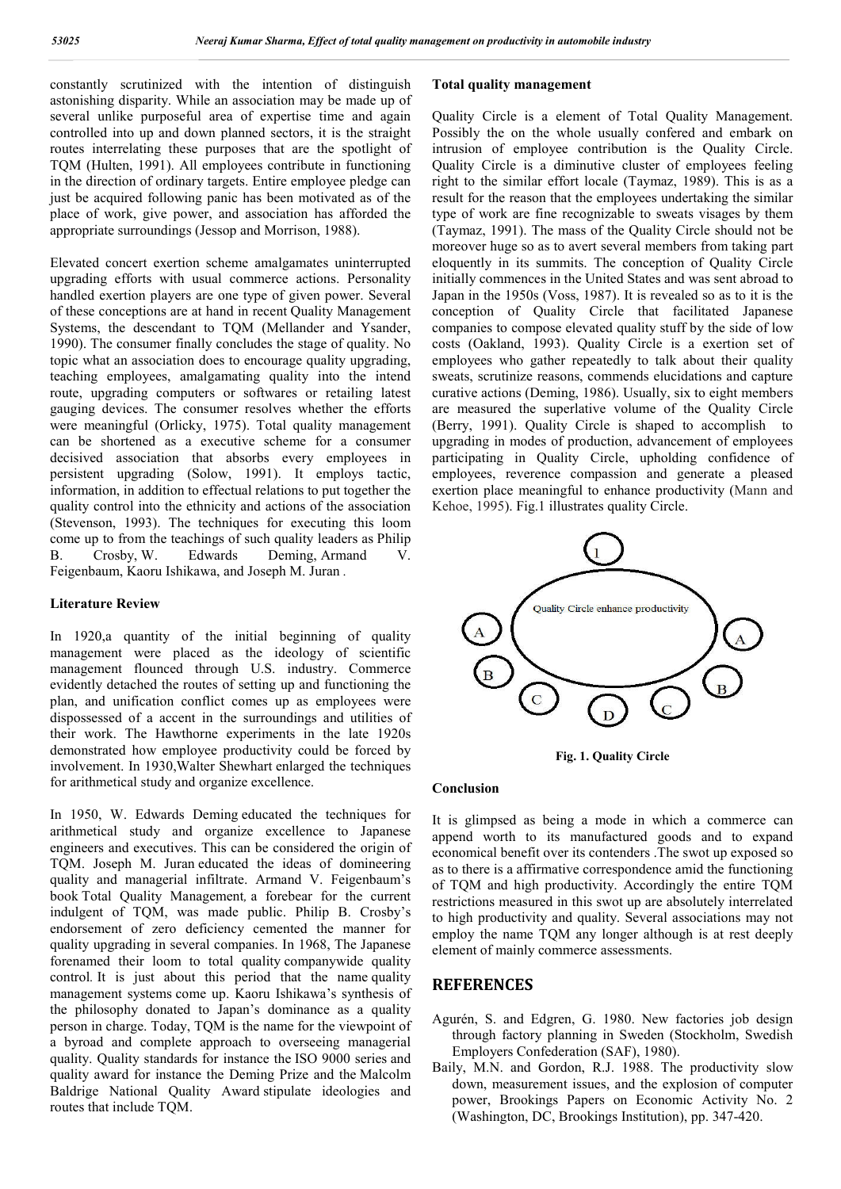constantly scrutinized with the intention of distinguish astonishing disparity. While an association may be made up of several unlike purposeful area of expertise time and again controlled into up and down planned sectors, it is the straight routes interrelating these purposes that are the spotlight of TQM (Hulten, 1991). All employees contribute in functioning in the direction of ordinary targets. Entire employee pledge can just be acquired following panic has been motivated as of the place of work, give power, and association has afforded the appropriate surroundings (Jessop and Morrison, 1988).

Elevated concert exertion scheme amalgamates uninterrupted upgrading efforts with usual commerce actions. Personality handled exertion players are one type of given power. Several of these conceptions are at hand in recent Quality Management Systems, the descendant to TQM (Mellander and Ysander, 1990). The consumer finally concludes the stage of quality. No topic what an association does to encourage quality upgrading, teaching employees, amalgamating quality into the intend route, upgrading computers or softwares or retailing latest gauging devices. The consumer resolves whether the efforts were meaningful (Orlicky, 1975). Total quality management can be shortened as a executive scheme for a consumer decisived association that absorbs every employees in persistent upgrading (Solow, 1991). It employs tactic, information, in addition to effectual relations to put together the quality control into the ethnicity and actions of the association (Stevenson, 1993). The techniques for executing this loom come up to from the teachings of such quality leaders as Philip B. Crosby, W. Edwards Deming, Armand V. Feigenbaum, Kaoru Ishikawa, and Joseph M. Juran .

## Literature Review

In 1920,a quantity of the initial beginning of quality management were placed as the ideology of scientific management flounced through U.S. industry. Commerce evidently detached the routes of setting up and functioning the plan, and unification conflict comes up as employees were dispossessed of a accent in the surroundings and utilities of their work. The Hawthorne experiments in the late 1920s demonstrated how employee productivity could be forced by involvement. In 1930,Walter Shewhart enlarged the techniques for arithmetical study and organize excellence.

In 1950, W. Edwards Deming educated the techniques for arithmetical study and organize excellence to Japanese engineers and executives. This can be considered the origin of TQM. Joseph M. Juran educated the ideas of domineering quality and managerial infiltrate. Armand V. Feigenbaum's book Total Quality Management, a forebear for the current indulgent of TQM, was made public. Philip B. Crosby's endorsement of zero deficiency cemented the manner for quality upgrading in several companies. In 1968, The Japanese forenamed their loom to total quality companywide quality control. It is just about this period that the name quality management systems come up. Kaoru Ishikawa's synthesis of the philosophy donated to Japan's dominance as a quality person in charge. Today, TQM is the name for the viewpoint of a byroad and complete approach to overseeing managerial quality. Quality standards for instance the ISO 9000 series and quality award for instance the Deming Prize and the Malcolm Baldrige National Quality Award stipulate ideologies and routes that include TQM.

## Total quality management

Quality Circle is a element of Total Quality Management. Possibly the on the whole usually confered and embark on intrusion of employee contribution is the Quality Circle. Quality Circle is a diminutive cluster of employees feeling right to the similar effort locale (Taymaz, 1989). This is as a result for the reason that the employees undertaking the similar type of work are fine recognizable to sweats visages by them (Taymaz, 1991). The mass of the Quality Circle should not be moreover huge so as to avert several members from taking part eloquently in its summits. The conception of Quality Circle initially commences in the United States and was sent abroad to Japan in the 1950s (Voss, 1987). It is revealed so as to it is the conception of Quality Circle that facilitated Japanese companies to compose elevated quality stuff by the side of low costs (Oakland, 1993). Quality Circle is a exertion set of employees who gather repeatedly to talk about their quality sweats, scrutinize reasons, commends elucidations and capture curative actions (Deming, 1986). Usually, six to eight members are measured the superlative volume of the Quality Circle (Berry, 1991). Quality Circle is shaped to accomplish to upgrading in modes of production, advancement of employees participating in Quality Circle, upholding confidence of employees, reverence compassion and generate a pleased exertion place meaningful to enhance productivity (Mann and Kehoe, 1995). Fig.1 illustrates quality Circle.

Quality Circle enhance productivity

1, A, A, B, B, C, C, D

**Fig. 1. Quality Circle**

## Conclusion

It is glimpsed as being a mode in which a commerce can append worth to its manufactured goods and to expand economical benefit over its contenders .The swot up exposed so as to there is a affirmative correspondence amid the functioning of TQM and high productivity. Accordingly the entire TQM restrictions measured in this swot up are absolutely interrelated to high productivity and quality. Several associations may not employ the name TQM any longer although is at rest deeply element of mainly commerce assessments.

# REFERENCES

Agurén, S. and Edgren, G. 1980. New factories job design through factory planning in Sweden (Stockholm, Swedish Employers Confederation (SAF), 1980).

Baily, M.N. and Gordon, R.J. 1988. The productivity slow down, measurement issues, and the explosion of computer power, Brookings Papers on Economic Activity No. 2 (Washington, DC, Brookings Institution), pp. 347-420.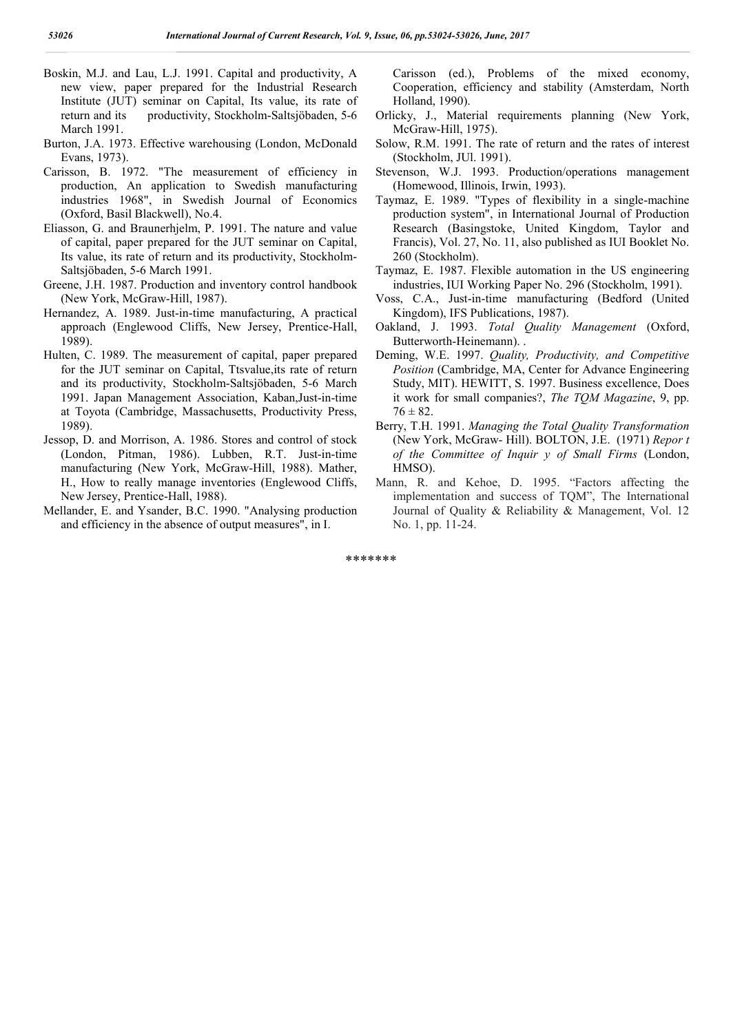Boskin, M.J. and Lau, L.J. 1991. Capital and productivity, A new view, paper prepared for the Industrial Research Institute (JUT) seminar on Capital, Its value, its rate of return and its productivity, Stockholm-Saltsjöbaden, 5-6 March 1991.

Burton, J.A. 1973. Effective warehousing (London, McDonald Evans, 1973).

Carisson, B. 1972. "The measurement of efficiency in production, An application to Swedish manufacturing industries 1968", in Swedish Journal of Economics (Oxford, Basil Blackwell), No.4.

Eliasson, G. and Braunerhjelm, P. 1991. The nature and value of capital, paper prepared for the JUT seminar on Capital, Its value, its rate of return and its productivity, Stockholm-Saltsjöbaden, 5-6 March 1991.

Greene, J.H. 1987. Production and inventory control handbook (New York, McGraw-Hill, 1987).

Hernandez, A. 1989. Just-in-time manufacturing, A practical approach (Englewood Cliffs, New Jersey, Prentice-Hall, 1989).

Hulten, C. 1989. The measurement of capital, paper prepared for the JUT seminar on Capital, Ttsvalue,its rate of return and its productivity, Stockholm-Saltsjöbaden, 5-6 March 1991. Japan Management Association, Kaban,Just-in-time at Toyota (Cambridge, Massachusetts, Productivity Press, 1989).

Jessop, D. and Morrison, A. 1986. Stores and control of stock (London, Pitman, 1986). Lubben, R.T. Just-in-time manufacturing (New York, McGraw-Hill, 1988). Mather, H., How to really manage inventories (Englewood Cliffs, New Jersey, Prentice-Hall, 1988).

Mellander, E. and Ysander, B.C. 1990. "Analysing production and efficiency in the absence of output measures", in I. Carisson (ed.), Problems of the mixed economy, Cooperation, efficiency and stability (Amsterdam, North Holland, 1990).

Orlicky, J., Material requirements planning (New York, McGraw-Hill, 1975).

Solow, R.M. 1991. The rate of return and the rates of interest (Stockholm, JUl. 1991).

Stevenson, W.J. 1993. Production/operations management (Homewood, Illinois, Irwin, 1993).

Taymaz, E. 1989. "Types of flexibility in a single-machine production system", in International Journal of Production Research (Basingstoke, United Kingdom, Taylor and Francis), Vol. 27, No. 11, also published as IUI Booklet No. 260 (Stockholm).

Taymaz, E. 1987. Flexible automation in the US engineering industries, IUI Working Paper No. 296 (Stockholm, 1991).

Voss, C.A., Just-in-time manufacturing (Bedford (United Kingdom), IFS Publications, 1987).

Oakland, J. 1993. *Total Quality Management* (Oxford, Butterworth-Heinemann). .

Deming, W.E. 1997. *Quality, Productivity, and Competitive Position* (Cambridge, MA, Center for Advance Engineering Study, MIT). HEWITT, S. 1997. Business excellence, Does it work for small companies?, *The TQM Magazine*, 9, pp. 76 ± 82.

Berry, T.H. 1991. *Managing the Total Quality Transformation* (New York, McGraw- Hill). BOLTON, J.E. (1971) *Repor t of the Committee of Inquir y of Small Firms* (London, HMSO).

Mann, R. and Kehoe, D. 1995. "Factors affecting the implementation and success of TQM", The International Journal of Quality & Reliability & Management, Vol. 12 No. 1, pp. 11-24.

*******